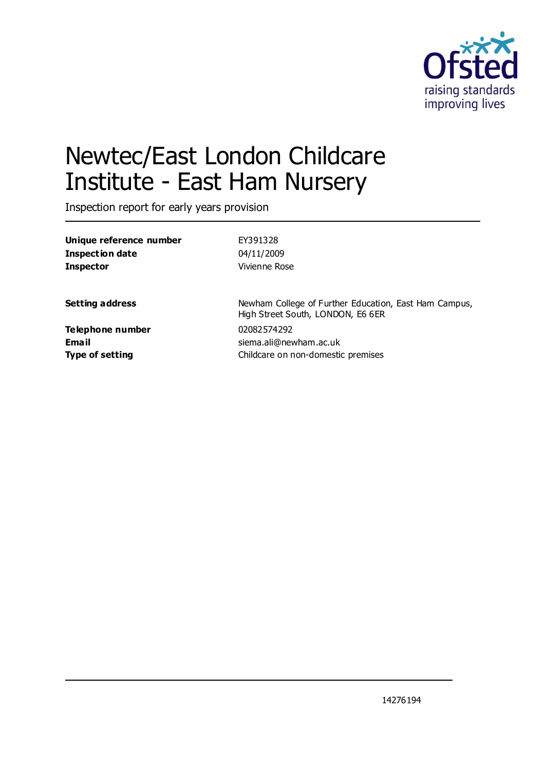# Newtec/East London Childcare Institute - East Ham Nursery

Inspection report for early years provision

| | |
|---|---|
| **Unique reference number** | EY391328 |
| **Inspection date** | 04/11/2009 |
| **Inspector** | Vivienne Rose |

| | |
|---|---|
| **Setting address** | Newham College of Further Education, East Ham Campus, High Street South, LONDON, E6 6ER |
| **Telephone number** | 02082574292 |
| **Email** | siema.ali@newham.ac.uk |
| **Type of setting** | Childcare on non-domestic premises |

14276194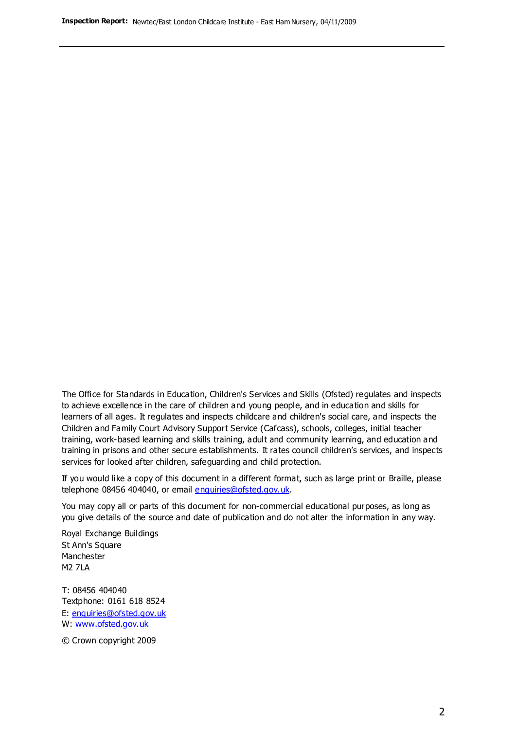The Office for Standards in Education, Children's Services and Skills (Ofsted) regulates and inspects to achieve excellence in the care of children and young people, and in education and skills for learners of all ages. It regulates and inspects childcare and children's social care, and inspects the Children and Family Court Advisory Support Service (Cafcass), schools, colleges, initial teacher training, work-based learning and skills training, adult and community learning, and education and training in prisons and other secure establishments. It rates council children's services, and inspects services for looked after children, safeguarding and child protection.

If you would like a copy of this document in a different format, such as large print or Braille, please telephone 08456 404040, or email enquiries@ofsted.gov.uk.

You may copy all or parts of this document for non-commercial educational purposes, as long as you give details of the source and date of publication and do not alter the information in any way.

Royal Exchange Buildings
St Ann's Square
Manchester
M2 7LA

T: 08456 404040
Textphone: 0161 618 8524
E: enquiries@ofsted.gov.uk
W: www.ofsted.gov.uk

© Crown copyright 2009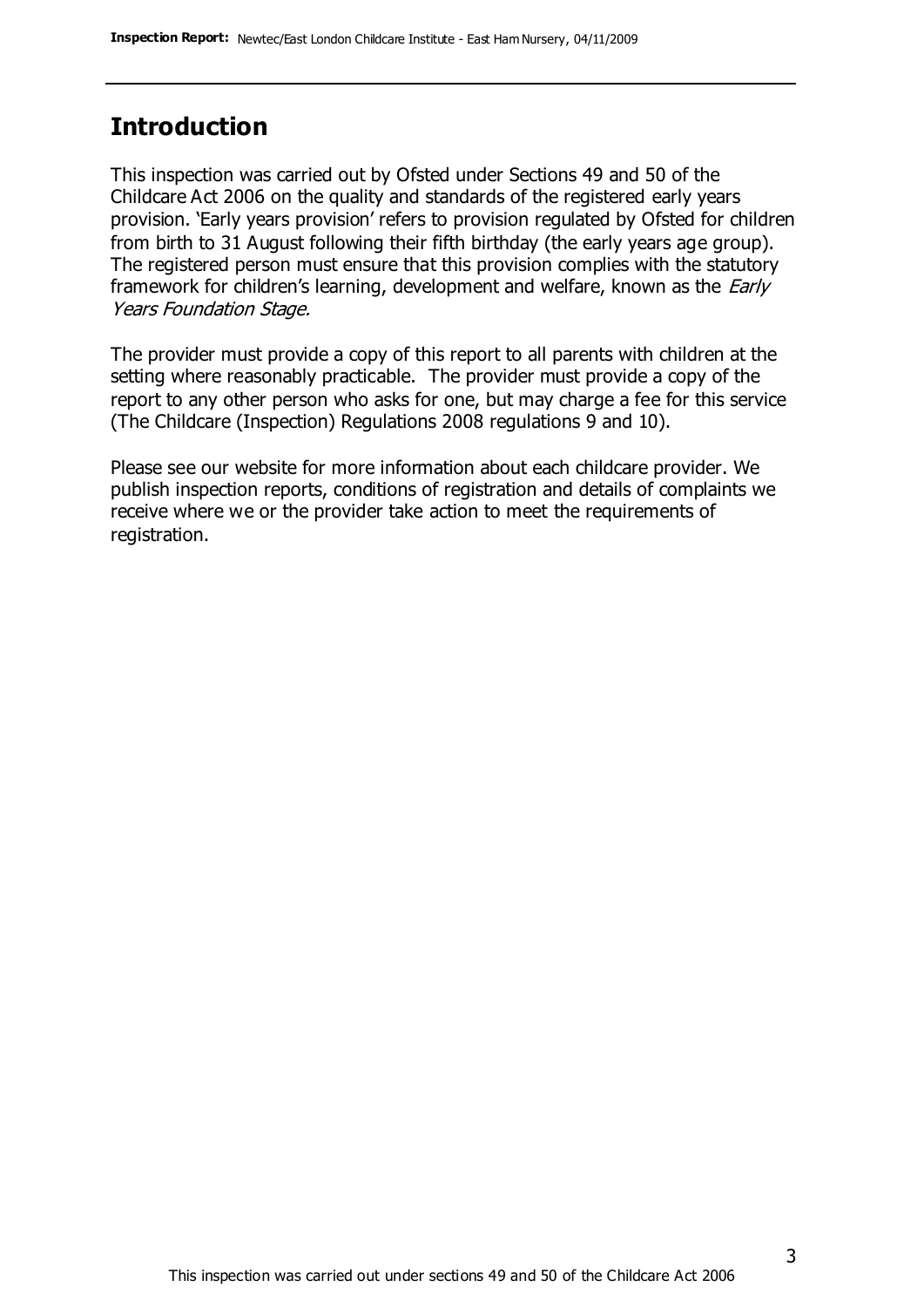## Introduction

This inspection was carried out by Ofsted under Sections 49 and 50 of the Childcare Act 2006 on the quality and standards of the registered early years provision. 'Early years provision' refers to provision regulated by Ofsted for children from birth to 31 August following their fifth birthday (the early years age group). The registered person must ensure that this provision complies with the statutory framework for children's learning, development and welfare, known as the *Early Years Foundation Stage.*

The provider must provide a copy of this report to all parents with children at the setting where reasonably practicable. The provider must provide a copy of the report to any other person who asks for one, but may charge a fee for this service (The Childcare (Inspection) Regulations 2008 regulations 9 and 10).

Please see our website for more information about each childcare provider. We publish inspection reports, conditions of registration and details of complaints we receive where we or the provider take action to meet the requirements of registration.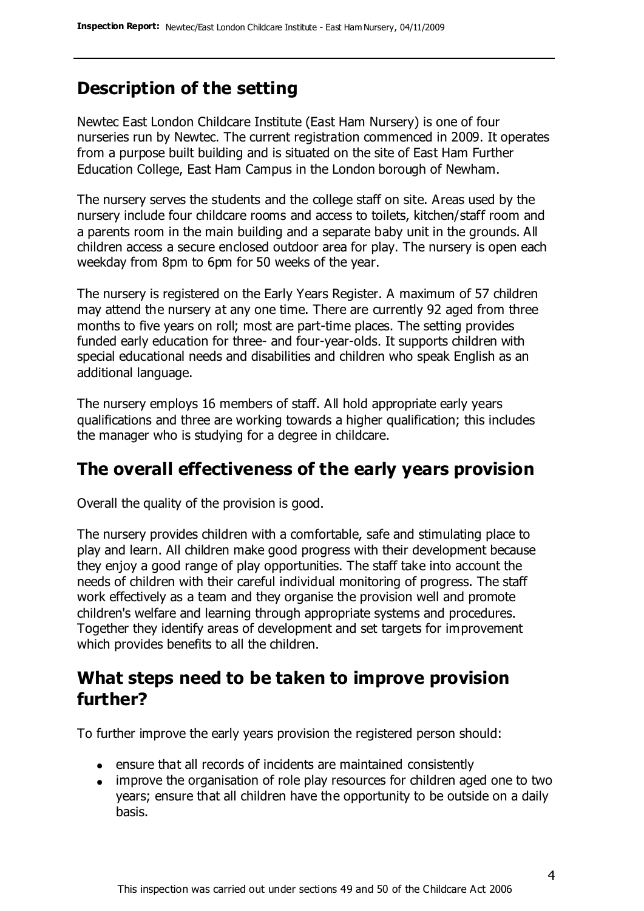## Description of the setting

Newtec East London Childcare Institute (East Ham Nursery) is one of four nurseries run by Newtec. The current registration commenced in 2009. It operates from a purpose built building and is situated on the site of East Ham Further Education College, East Ham Campus in the London borough of Newham.

The nursery serves the students and the college staff on site. Areas used by the nursery include four childcare rooms and access to toilets, kitchen/staff room and a parents room in the main building and a separate baby unit in the grounds. All children access a secure enclosed outdoor area for play. The nursery is open each weekday from 8pm to 6pm for 50 weeks of the year.

The nursery is registered on the Early Years Register. A maximum of 57 children may attend the nursery at any one time. There are currently 92 aged from three months to five years on roll; most are part-time places. The setting provides funded early education for three- and four-year-olds. It supports children with special educational needs and disabilities and children who speak English as an additional language.

The nursery employs 16 members of staff. All hold appropriate early years qualifications and three are working towards a higher qualification; this includes the manager who is studying for a degree in childcare.

## The overall effectiveness of the early years provision

Overall the quality of the provision is good.

The nursery provides children with a comfortable, safe and stimulating place to play and learn. All children make good progress with their development because they enjoy a good range of play opportunities. The staff take into account the needs of children with their careful individual monitoring of progress. The staff work effectively as a team and they organise the provision well and promote children's welfare and learning through appropriate systems and procedures. Together they identify areas of development and set targets for improvement which provides benefits to all the children.

## What steps need to be taken to improve provision further?

To further improve the early years provision the registered person should:

- ensure that all records of incidents are maintained consistently
- improve the organisation of role play resources for children aged one to two years; ensure that all children have the opportunity to be outside on a daily basis.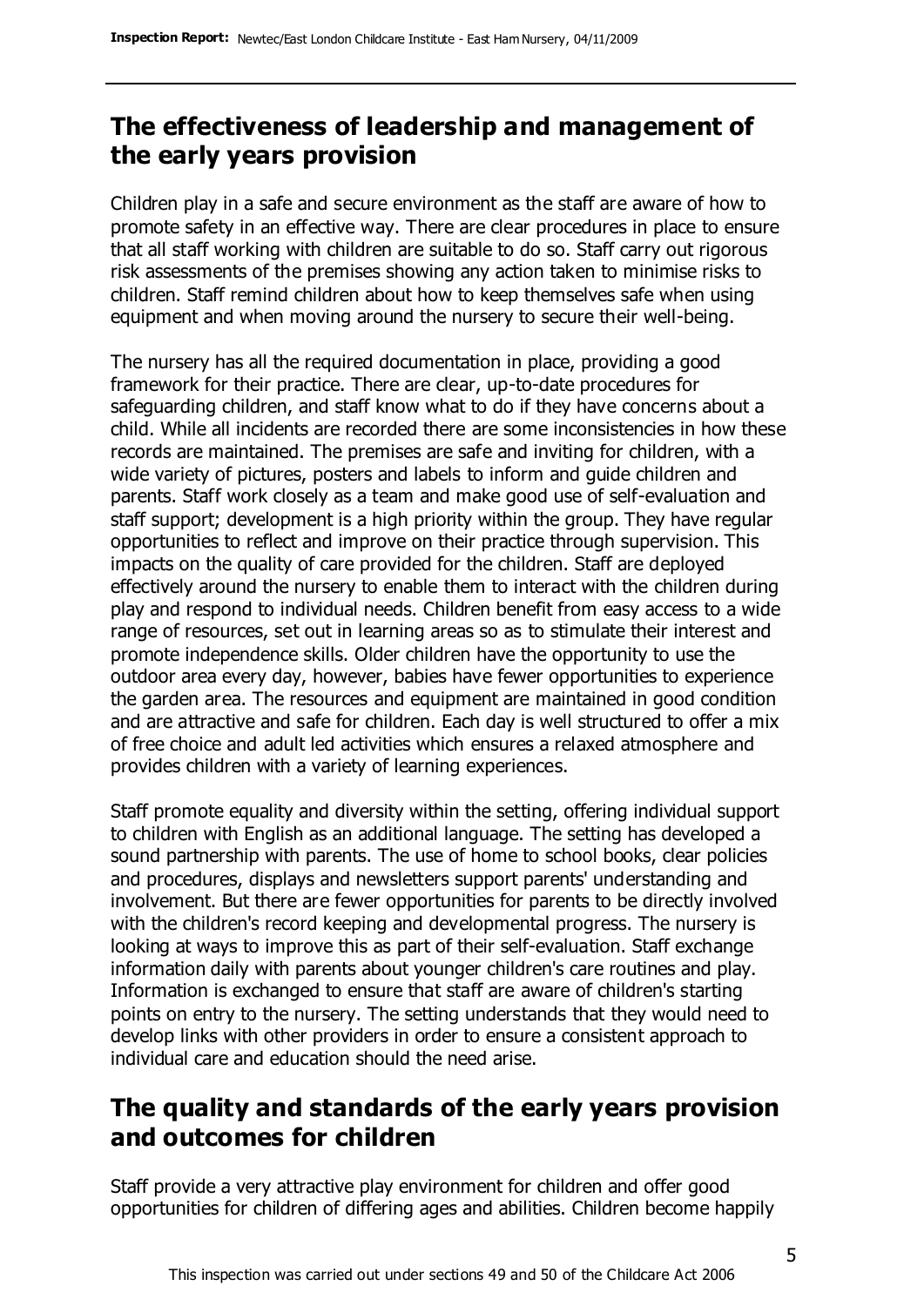## The effectiveness of leadership and management of the early years provision

Children play in a safe and secure environment as the staff are aware of how to promote safety in an effective way. There are clear procedures in place to ensure that all staff working with children are suitable to do so. Staff carry out rigorous risk assessments of the premises showing any action taken to minimise risks to children. Staff remind children about how to keep themselves safe when using equipment and when moving around the nursery to secure their well-being.

The nursery has all the required documentation in place, providing a good framework for their practice. There are clear, up-to-date procedures for safeguarding children, and staff know what to do if they have concerns about a child. While all incidents are recorded there are some inconsistencies in how these records are maintained. The premises are safe and inviting for children, with a wide variety of pictures, posters and labels to inform and guide children and parents. Staff work closely as a team and make good use of self-evaluation and staff support; development is a high priority within the group. They have regular opportunities to reflect and improve on their practice through supervision. This impacts on the quality of care provided for the children. Staff are deployed effectively around the nursery to enable them to interact with the children during play and respond to individual needs. Children benefit from easy access to a wide range of resources, set out in learning areas so as to stimulate their interest and promote independence skills. Older children have the opportunity to use the outdoor area every day, however, babies have fewer opportunities to experience the garden area. The resources and equipment are maintained in good condition and are attractive and safe for children. Each day is well structured to offer a mix of free choice and adult led activities which ensures a relaxed atmosphere and provides children with a variety of learning experiences.

Staff promote equality and diversity within the setting, offering individual support to children with English as an additional language. The setting has developed a sound partnership with parents. The use of home to school books, clear policies and procedures, displays and newsletters support parents' understanding and involvement. But there are fewer opportunities for parents to be directly involved with the children's record keeping and developmental progress. The nursery is looking at ways to improve this as part of their self-evaluation. Staff exchange information daily with parents about younger children's care routines and play. Information is exchanged to ensure that staff are aware of children's starting points on entry to the nursery. The setting understands that they would need to develop links with other providers in order to ensure a consistent approach to individual care and education should the need arise.

## The quality and standards of the early years provision and outcomes for children

Staff provide a very attractive play environment for children and offer good opportunities for children of differing ages and abilities. Children become happily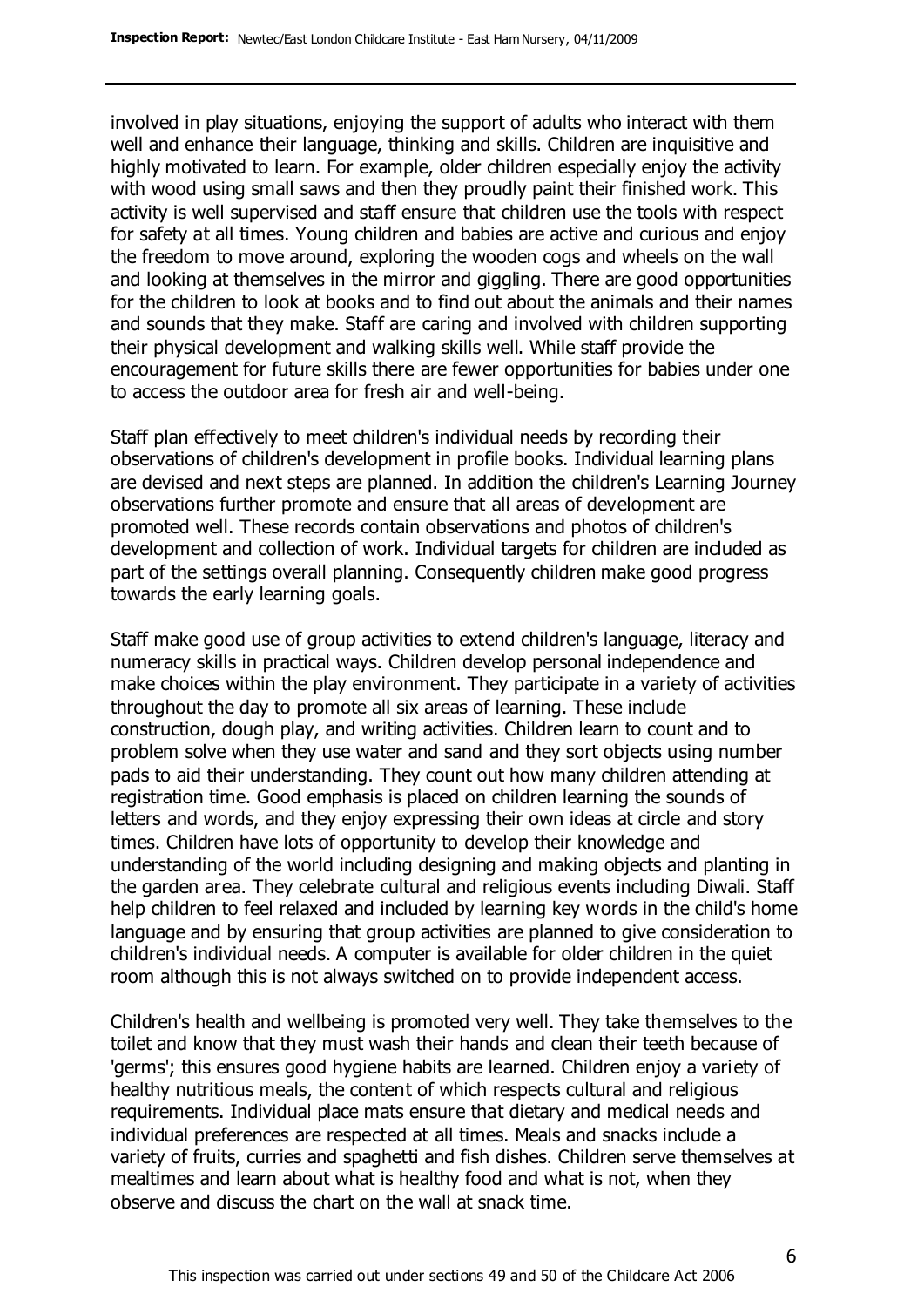involved in play situations, enjoying the support of adults who interact with them well and enhance their language, thinking and skills. Children are inquisitive and highly motivated to learn. For example, older children especially enjoy the activity with wood using small saws and then they proudly paint their finished work. This activity is well supervised and staff ensure that children use the tools with respect for safety at all times. Young children and babies are active and curious and enjoy the freedom to move around, exploring the wooden cogs and wheels on the wall and looking at themselves in the mirror and giggling. There are good opportunities for the children to look at books and to find out about the animals and their names and sounds that they make. Staff are caring and involved with children supporting their physical development and walking skills well. While staff provide the encouragement for future skills there are fewer opportunities for babies under one to access the outdoor area for fresh air and well-being.

Staff plan effectively to meet children's individual needs by recording their observations of children's development in profile books. Individual learning plans are devised and next steps are planned. In addition the children's Learning Journey observations further promote and ensure that all areas of development are promoted well. These records contain observations and photos of children's development and collection of work. Individual targets for children are included as part of the settings overall planning. Consequently children make good progress towards the early learning goals.

Staff make good use of group activities to extend children's language, literacy and numeracy skills in practical ways. Children develop personal independence and make choices within the play environment. They participate in a variety of activities throughout the day to promote all six areas of learning. These include construction, dough play, and writing activities. Children learn to count and to problem solve when they use water and sand and they sort objects using number pads to aid their understanding. They count out how many children attending at registration time. Good emphasis is placed on children learning the sounds of letters and words, and they enjoy expressing their own ideas at circle and story times. Children have lots of opportunity to develop their knowledge and understanding of the world including designing and making objects and planting in the garden area. They celebrate cultural and religious events including Diwali. Staff help children to feel relaxed and included by learning key words in the child's home language and by ensuring that group activities are planned to give consideration to children's individual needs. A computer is available for older children in the quiet room although this is not always switched on to provide independent access.

Children's health and wellbeing is promoted very well. They take themselves to the toilet and know that they must wash their hands and clean their teeth because of 'germs'; this ensures good hygiene habits are learned. Children enjoy a variety of healthy nutritious meals, the content of which respects cultural and religious requirements. Individual place mats ensure that dietary and medical needs and individual preferences are respected at all times. Meals and snacks include a variety of fruits, curries and spaghetti and fish dishes. Children serve themselves at mealtimes and learn about what is healthy food and what is not, when they observe and discuss the chart on the wall at snack time.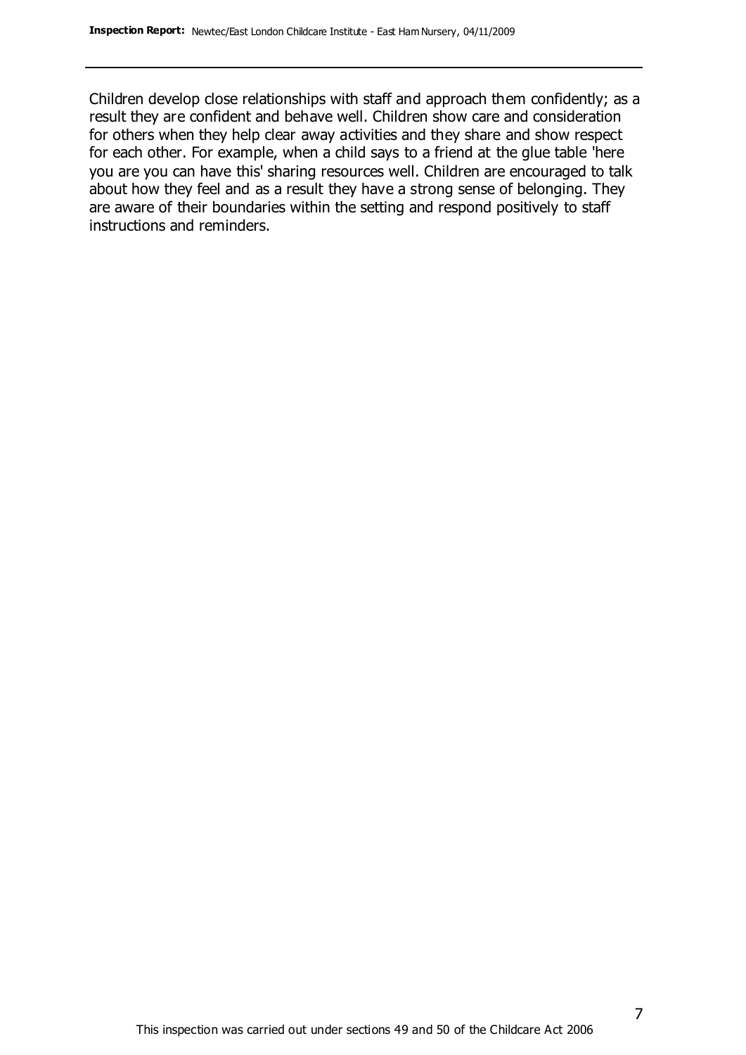Children develop close relationships with staff and approach them confidently; as a result they are confident and behave well. Children show care and consideration for others when they help clear away activities and they share and show respect for each other. For example, when a child says to a friend at the glue table 'here you are you can have this' sharing resources well. Children are encouraged to talk about how they feel and as a result they have a strong sense of belonging. They are aware of their boundaries within the setting and respond positively to staff instructions and reminders.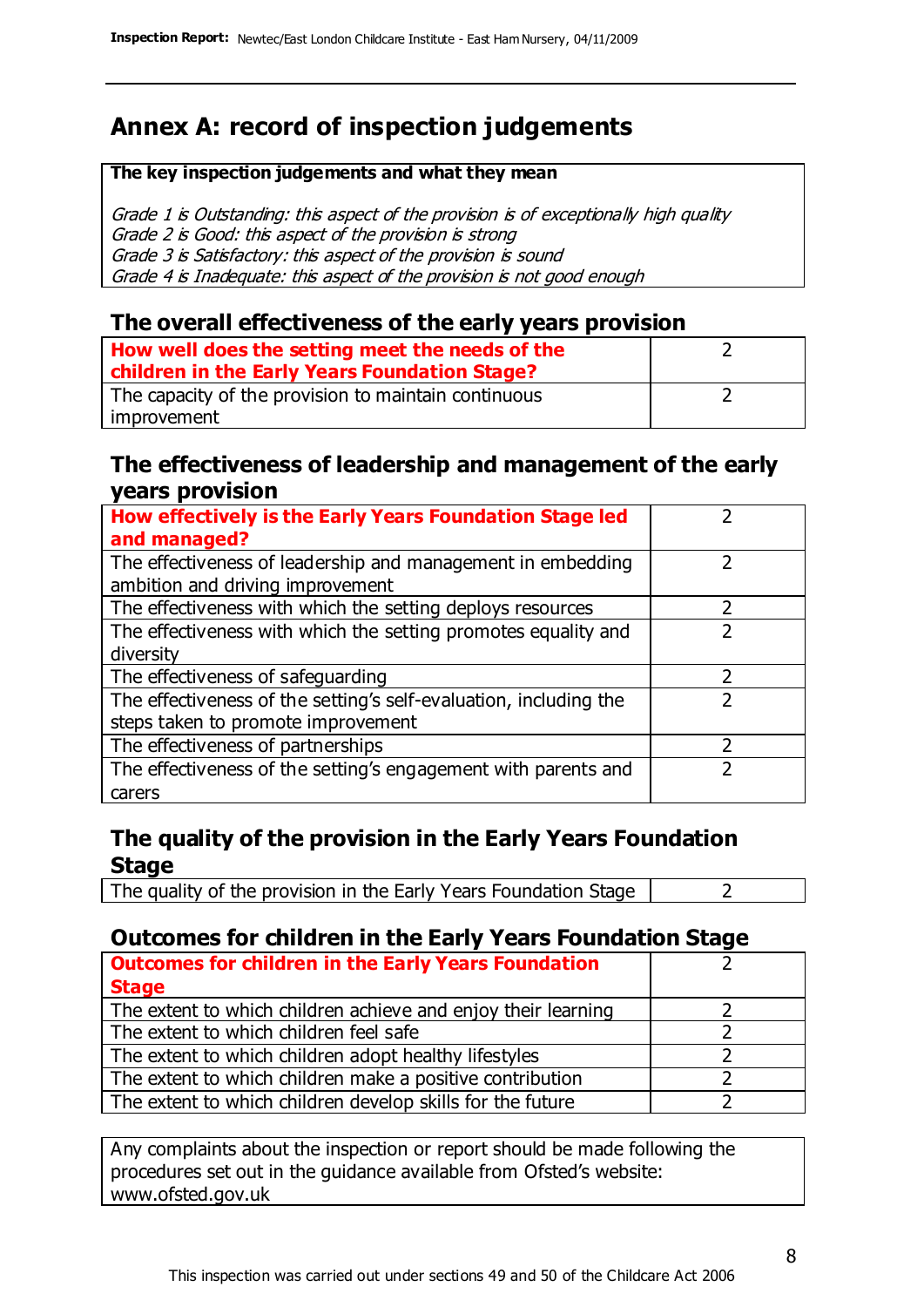# Annex A: record of inspection judgements

**The key inspection judgements and what they mean**

*Grade 1 is Outstanding: this aspect of the provision is of exceptionally high quality*
*Grade 2 is Good: this aspect of the provision is strong*
*Grade 3 is Satisfactory: this aspect of the provision is sound*
*Grade 4 is Inadequate: this aspect of the provision is not good enough*

## The overall effectiveness of the early years provision

| | |
|---|---|
| **How well does the setting meet the needs of the children in the Early Years Foundation Stage?** | 2 |
| The capacity of the provision to maintain continuous improvement | 2 |

## The effectiveness of leadership and management of the early years provision

| | |
|---|---|
| **How effectively is the Early Years Foundation Stage led and managed?** | 2 |
| The effectiveness of leadership and management in embedding ambition and driving improvement | 2 |
| The effectiveness with which the setting deploys resources | 2 |
| The effectiveness with which the setting promotes equality and diversity | 2 |
| The effectiveness of safeguarding | 2 |
| The effectiveness of the setting's self-evaluation, including the steps taken to promote improvement | 2 |
| The effectiveness of partnerships | 2 |
| The effectiveness of the setting's engagement with parents and carers | 2 |

## The quality of the provision in the Early Years Foundation Stage

| | |
|---|---|
| The quality of the provision in the Early Years Foundation Stage | 2 |

## Outcomes for children in the Early Years Foundation Stage

| | |
|---|---|
| **Outcomes for children in the Early Years Foundation Stage** | 2 |
| The extent to which children achieve and enjoy their learning | 2 |
| The extent to which children feel safe | 2 |
| The extent to which children adopt healthy lifestyles | 2 |
| The extent to which children make a positive contribution | 2 |
| The extent to which children develop skills for the future | 2 |

Any complaints about the inspection or report should be made following the procedures set out in the guidance available from Ofsted's website: www.ofsted.gov.uk

This inspection was carried out under sections 49 and 50 of the Childcare Act 2006